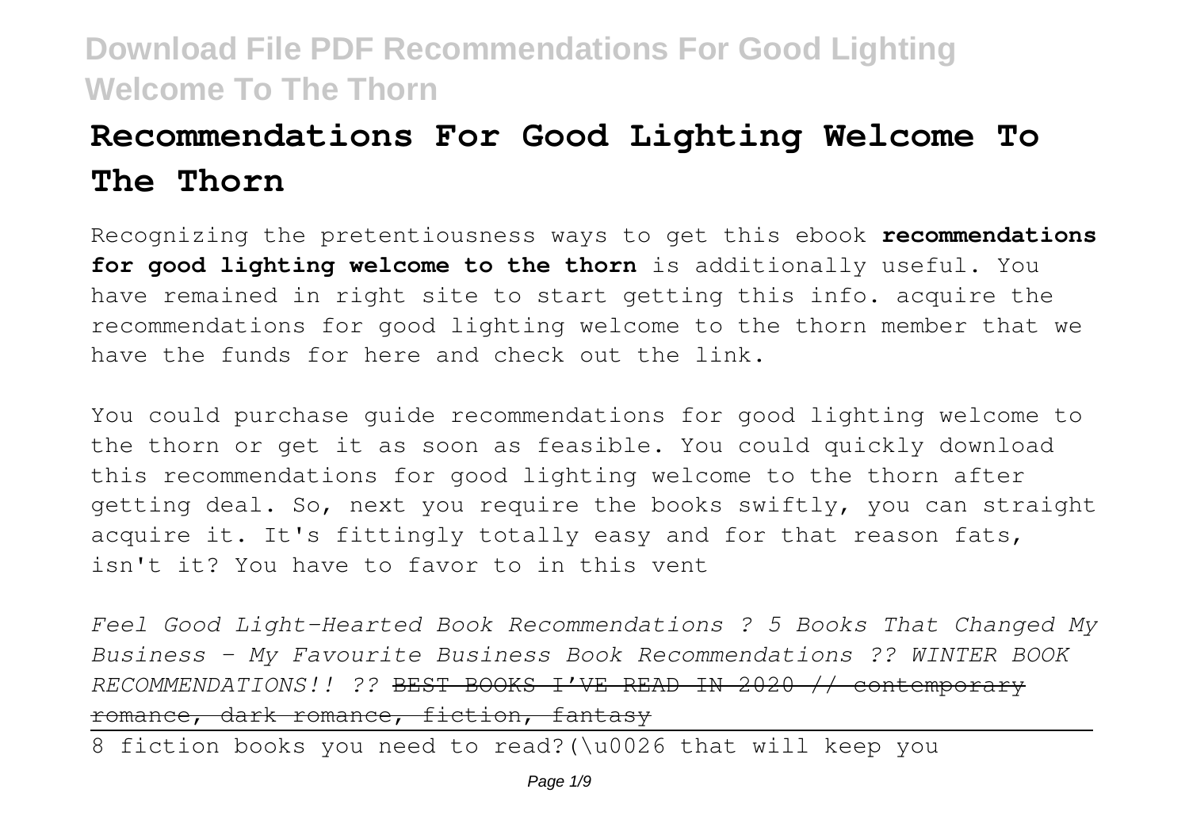# Recommendations For Good Lighting Welcome To The Thorn

Recognizing the pretentiousness ways to get this ebook **recommendations for good lighting welcome to the thorn** is additionally useful. You have remained in right site to start getting this info. acquire the recommendations for good lighting welcome to the thorn member that we have the funds for here and check out the link.

You could purchase guide recommendations for good lighting welcome to the thorn or get it as soon as feasible. You could quickly download this recommendations for good lighting welcome to the thorn after getting deal. So, next you require the books swiftly, you can straight acquire it. It's fittingly totally easy and for that reason fats, isn't it? You have to favor to in this vent

*Feel Good Light-Hearted Book Recommendations ? 5 Books That Changed My Business - My Favourite Business Book Recommendations ?? WINTER BOOK RECOMMENDATIONS!! ??* ~~BEST BOOKS I'VE READ IN 2020 // contemporary romance, dark romance, fiction, fantasy~~

8 fiction books you need to read?(\u0026 that will keep you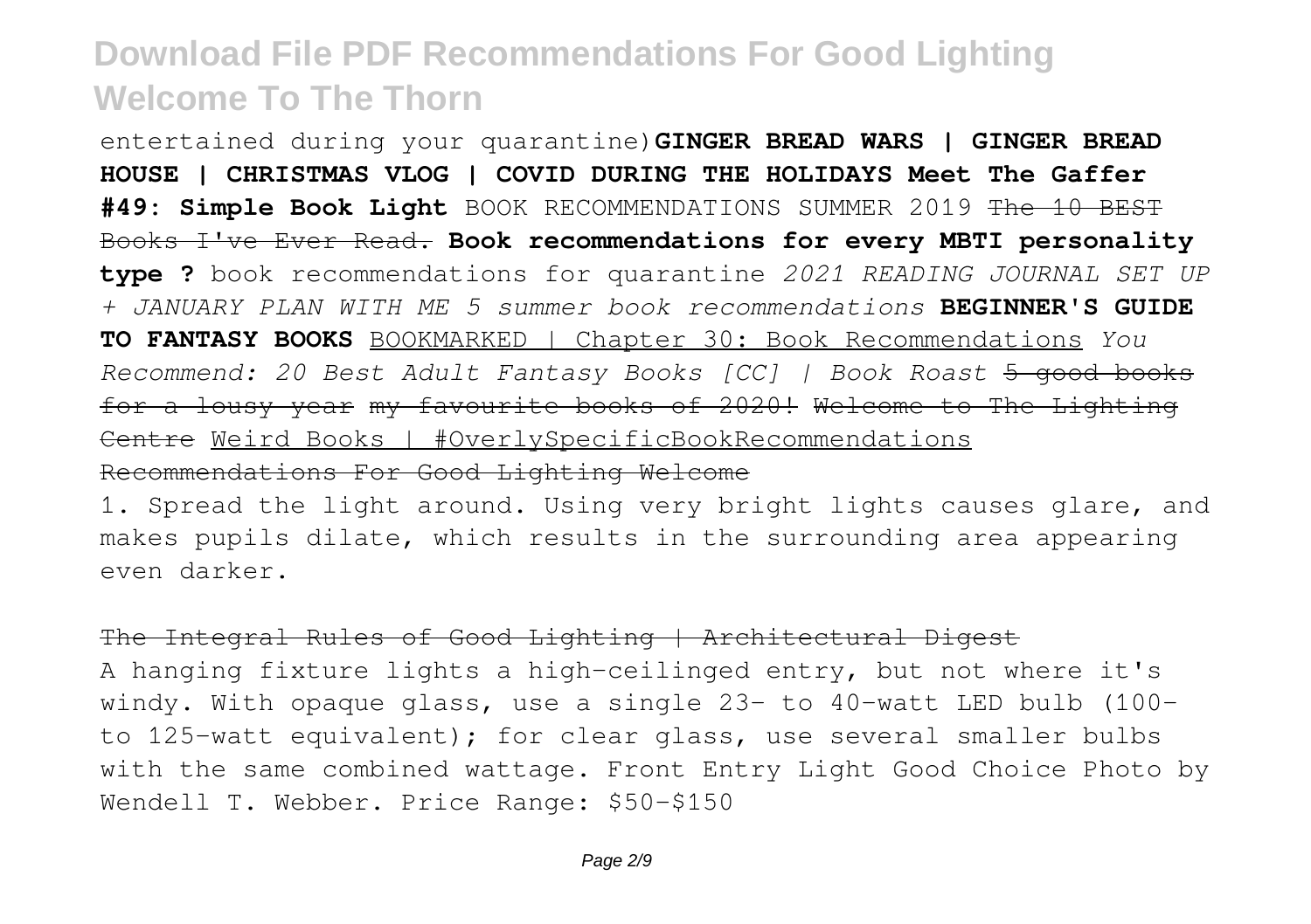entertained during your quarantine)**GINGER BREAD WARS | GINGER BREAD HOUSE | CHRISTMAS VLOG | COVID DURING THE HOLIDAYS Meet The Gaffer #49: Simple Book Light** BOOK RECOMMENDATIONS SUMMER 2019 ~~The 10 BEST Books I've Ever Read.~~ **Book recommendations for every MBTI personality type ?** book recommendations for quarantine *2021 READING JOURNAL SET UP + JANUARY PLAN WITH ME 5 summer book recommendations* **BEGINNER'S GUIDE TO FANTASY BOOKS** BOOKMARKED | Chapter 30: Book Recommendations *You Recommend: 20 Best Adult Fantasy Books [CC] | Book Roast* ~~5 good books for a lousy year~~ ~~my favourite books of 2020!~~ ~~Welcome to The Lighting Centre~~ Weird Books | #OverlySpecificBookRecommendations

~~Recommendations For Good Lighting Welcome~~

1. Spread the light around. Using very bright lights causes glare, and makes pupils dilate, which results in the surrounding area appearing even darker.

~~The Integral Rules of Good Lighting | Architectural Digest~~

A hanging fixture lights a high-ceilinged entry, but not where it's windy. With opaque glass, use a single 23- to 40-watt LED bulb (100- to 125-watt equivalent); for clear glass, use several smaller bulbs with the same combined wattage. Front Entry Light Good Choice Photo by Wendell T. Webber. Price Range: $50-$150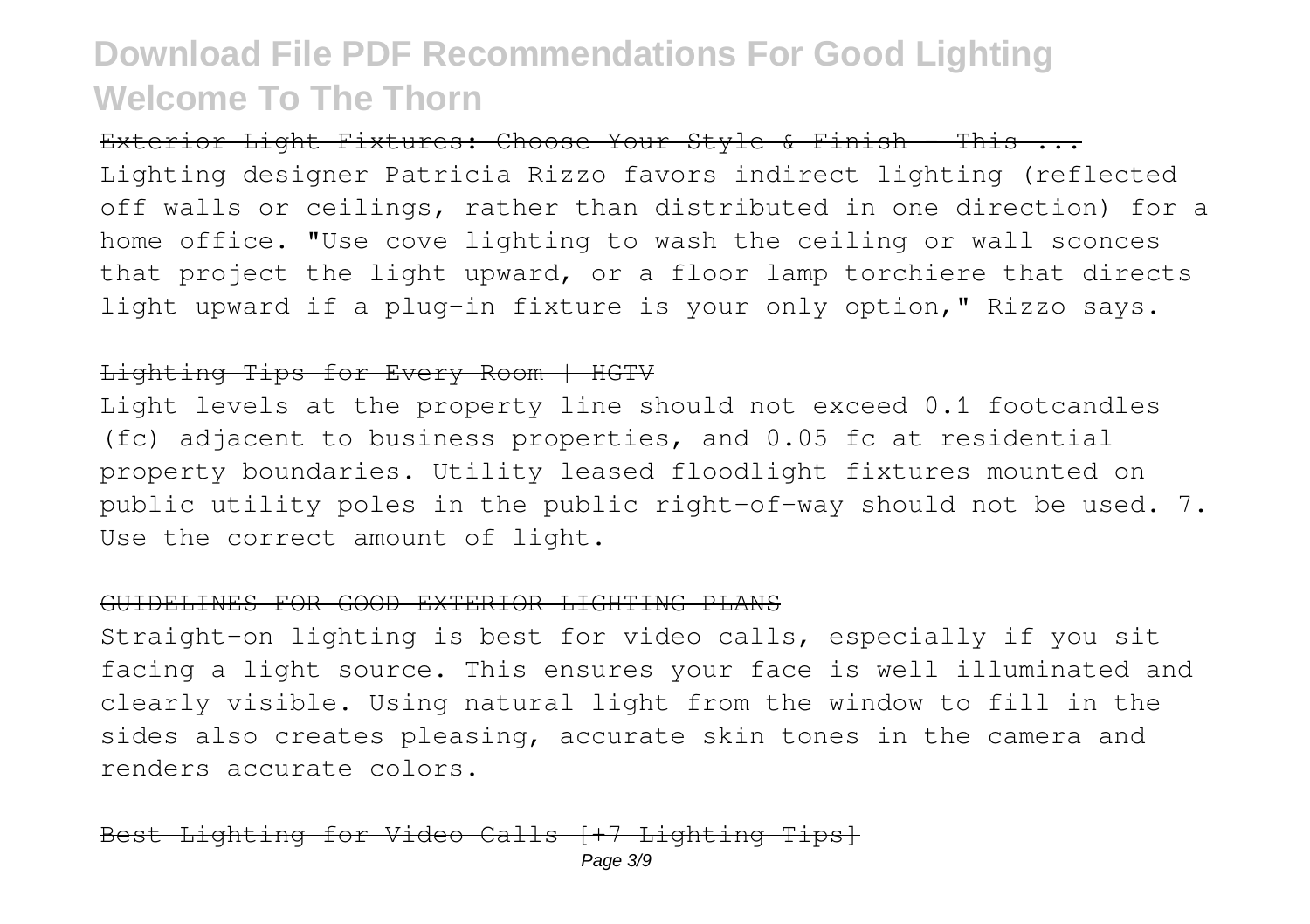~~Exterior Light Fixtures: Choose Your Style & Finish - This ...~~

Lighting designer Patricia Rizzo favors indirect lighting (reflected off walls or ceilings, rather than distributed in one direction) for a home office. "Use cove lighting to wash the ceiling or wall sconces that project the light upward, or a floor lamp torchiere that directs light upward if a plug-in fixture is your only option," Rizzo says.

~~Lighting Tips for Every Room | HGTV~~

Light levels at the property line should not exceed 0.1 footcandles (fc) adjacent to business properties, and 0.05 fc at residential property boundaries. Utility leased floodlight fixtures mounted on public utility poles in the public right-of-way should not be used. 7. Use the correct amount of light.

~~GUIDELINES FOR GOOD EXTERIOR LIGHTING PLANS~~

Straight-on lighting is best for video calls, especially if you sit facing a light source. This ensures your face is well illuminated and clearly visible. Using natural light from the window to fill in the sides also creates pleasing, accurate skin tones in the camera and renders accurate colors.

~~Best Lighting for Video Calls [+7 Lighting Tips]~~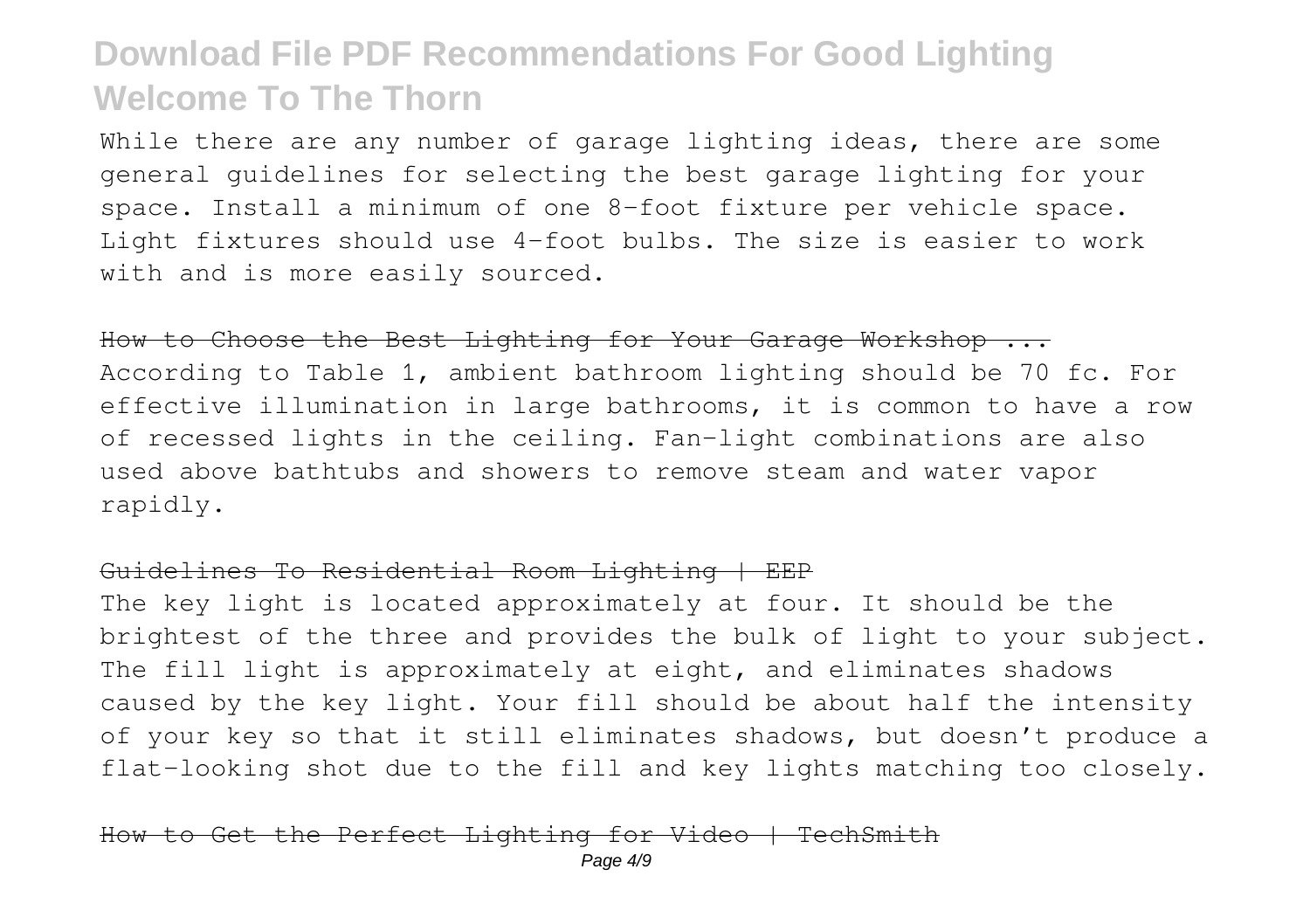While there are any number of garage lighting ideas, there are some general guidelines for selecting the best garage lighting for your space. Install a minimum of one 8-foot fixture per vehicle space. Light fixtures should use 4-foot bulbs. The size is easier to work with and is more easily sourced.

~~How to Choose the Best Lighting for Your Garage Workshop ...~~

According to Table 1, ambient bathroom lighting should be 70 fc. For effective illumination in large bathrooms, it is common to have a row of recessed lights in the ceiling. Fan-light combinations are also used above bathtubs and showers to remove steam and water vapor rapidly.

~~Guidelines To Residential Room Lighting | EEP~~

The key light is located approximately at four. It should be the brightest of the three and provides the bulk of light to your subject. The fill light is approximately at eight, and eliminates shadows caused by the key light. Your fill should be about half the intensity of your key so that it still eliminates shadows, but doesn't produce a flat-looking shot due to the fill and key lights matching too closely.

~~How to Get the Perfect Lighting for Video | TechSmith~~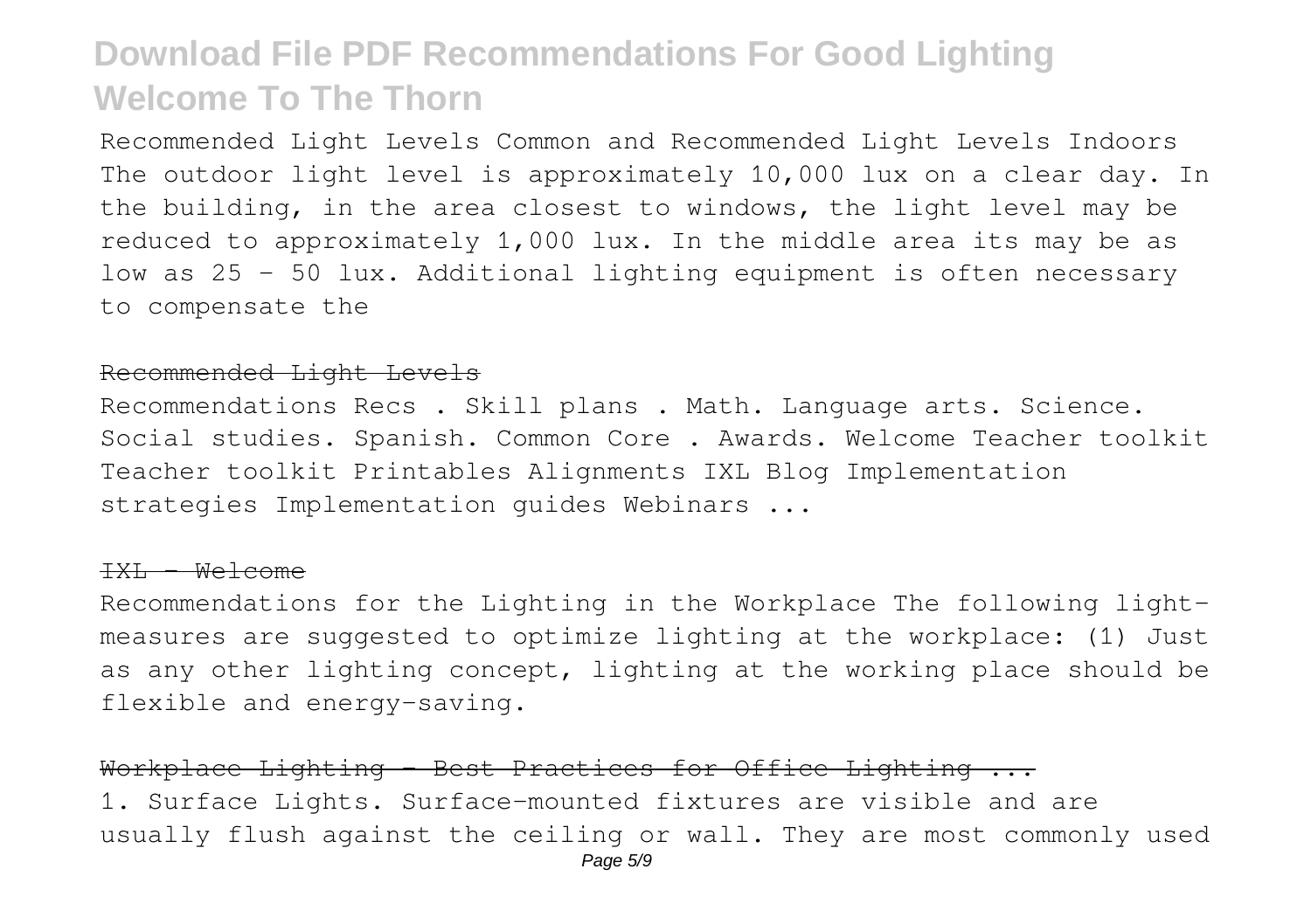Recommended Light Levels Common and Recommended Light Levels Indoors The outdoor light level is approximately 10,000 lux on a clear day. In the building, in the area closest to windows, the light level may be reduced to approximately 1,000 lux. In the middle area its may be as low as 25 - 50 lux. Additional lighting equipment is often necessary to compensate the

~~Recommended Light Levels~~

Recommendations Recs . Skill plans . Math. Language arts. Science. Social studies. Spanish. Common Core . Awards. Welcome Teacher toolkit Teacher toolkit Printables Alignments IXL Blog Implementation strategies Implementation guides Webinars ...

~~IXL - Welcome~~

Recommendations for the Lighting in the Workplace The following light-measures are suggested to optimize lighting at the workplace: (1) Just as any other lighting concept, lighting at the working place should be flexible and energy-saving.

~~Workplace Lighting - Best Practices for Office Lighting ...~~

1. Surface Lights. Surface-mounted fixtures are visible and are usually flush against the ceiling or wall. They are most commonly used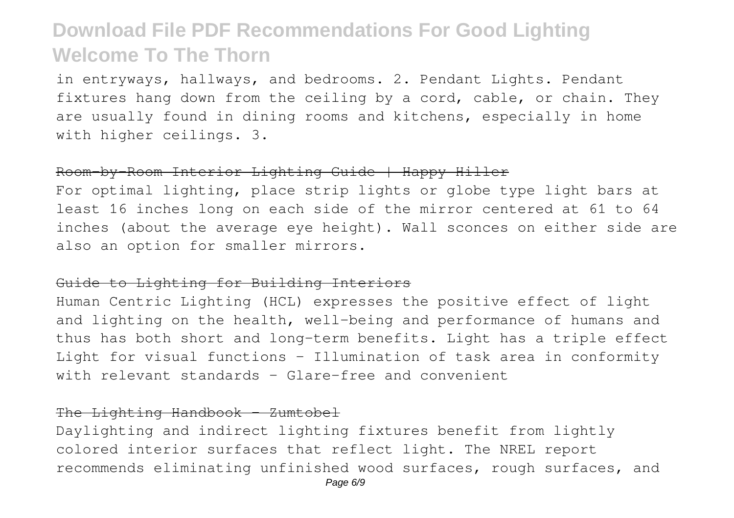in entryways, hallways, and bedrooms. 2. Pendant Lights. Pendant fixtures hang down from the ceiling by a cord, cable, or chain. They are usually found in dining rooms and kitchens, especially in home with higher ceilings. 3.

~~Room-by-Room Interior Lighting Guide | Happy Hiller~~

For optimal lighting, place strip lights or globe type light bars at least 16 inches long on each side of the mirror centered at 61 to 64 inches (about the average eye height). Wall sconces on either side are also an option for smaller mirrors.

~~Guide to Lighting for Building Interiors~~

Human Centric Lighting (HCL) expresses the positive effect of light and lighting on the health, well-being and performance of humans and thus has both short and long-term benefits. Light has a triple effect Light for visual functions – Illumination of task area in conformity with relevant standards – Glare-free and convenient

~~The Lighting Handbook - Zumtobel~~

Daylighting and indirect lighting fixtures benefit from lightly colored interior surfaces that reflect light. The NREL report recommends eliminating unfinished wood surfaces, rough surfaces, and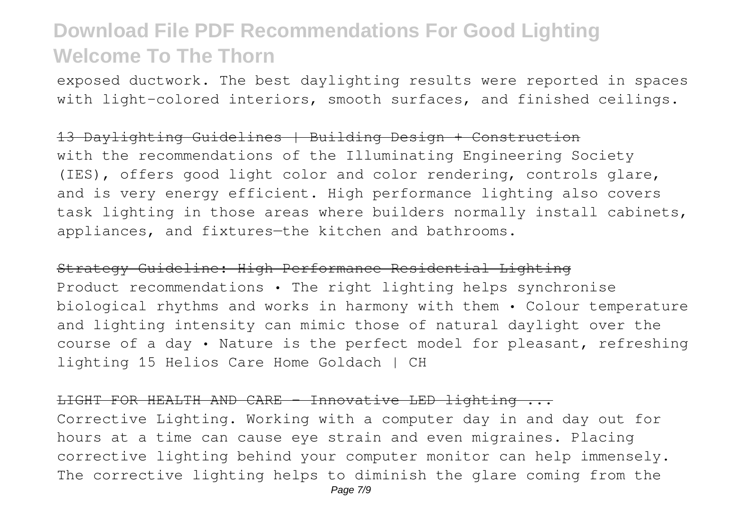exposed ductwork. The best daylighting results were reported in spaces with light-colored interiors, smooth surfaces, and finished ceilings.

~~13 Daylighting Guidelines | Building Design + Construction~~

with the recommendations of the Illuminating Engineering Society (IES), offers good light color and color rendering, controls glare, and is very energy efficient. High performance lighting also covers task lighting in those areas where builders normally install cabinets, appliances, and fixtures—the kitchen and bathrooms.

~~Strategy Guideline: High Performance Residential Lighting~~

Product recommendations • The right lighting helps synchronise biological rhythms and works in harmony with them • Colour temperature and lighting intensity can mimic those of natural daylight over the course of a day • Nature is the perfect model for pleasant, refreshing lighting 15 Helios Care Home Goldach | CH

~~LIGHT FOR HEALTH AND CARE - Innovative LED lighting ...~~

Corrective Lighting. Working with a computer day in and day out for hours at a time can cause eye strain and even migraines. Placing corrective lighting behind your computer monitor can help immensely. The corrective lighting helps to diminish the glare coming from the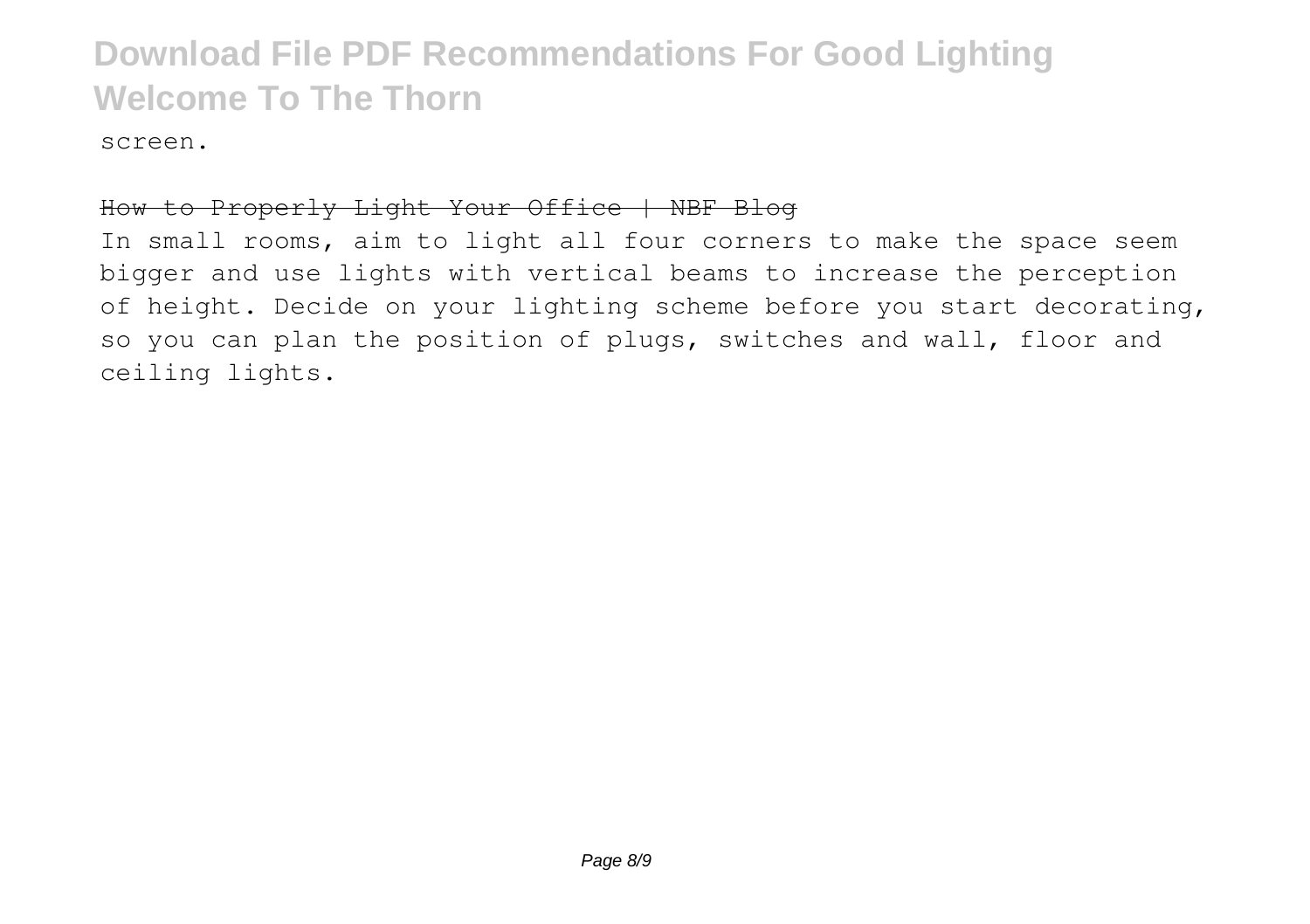screen.

How to Properly Light Your Office | NBF Blog

In small rooms, aim to light all four corners to make the space seem bigger and use lights with vertical beams to increase the perception of height. Decide on your lighting scheme before you start decorating, so you can plan the position of plugs, switches and wall, floor and ceiling lights.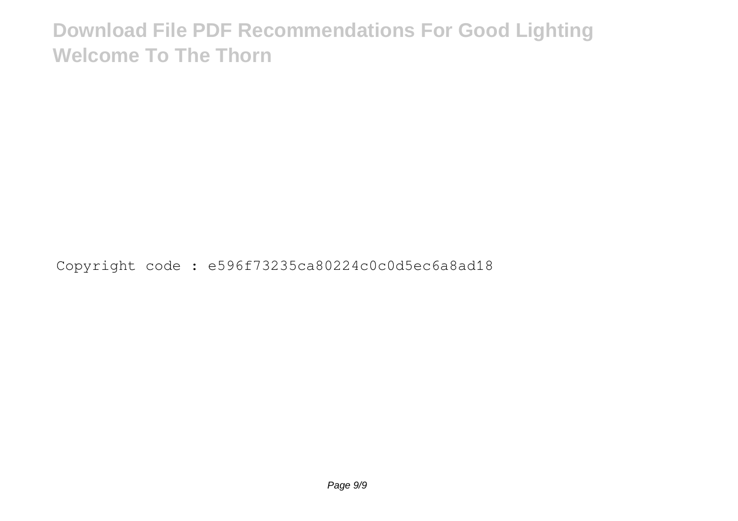Copyright code : e596f73235ca80224c0c0d5ec6a8ad18